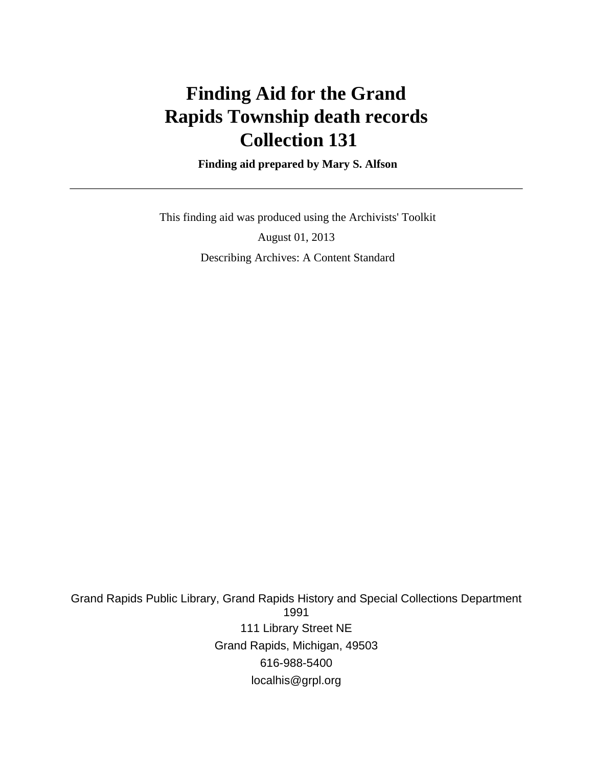# Finding Aid for the Grand Rapids Township death records Collection 131

**Finding aid prepared by Mary S. Alfson**

---

This finding aid was produced using the Archivists' Toolkit

August 01, 2013

Describing Archives: A Content Standard

Grand Rapids Public Library, Grand Rapids History and Special Collections Department
1991

111 Library Street NE

Grand Rapids, Michigan, 49503

616-988-5400

localhis@grpl.org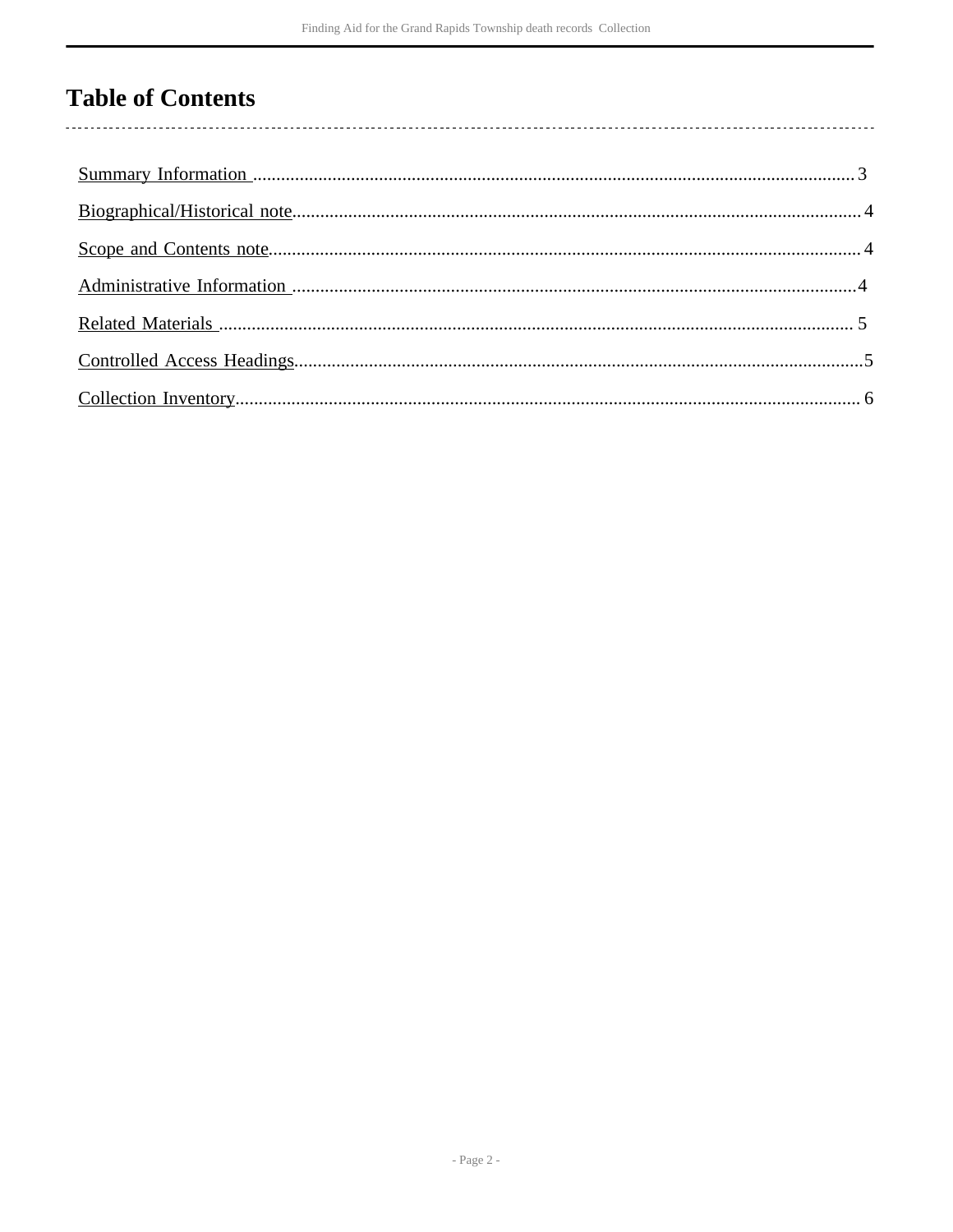# Table of Contents

Summary Information .......... 3

Biographical/Historical note .......... 4

Scope and Contents note .......... 4

Administrative Information .......... 4

Related Materials .......... 5

Controlled Access Headings .......... 5

Collection Inventory .......... 6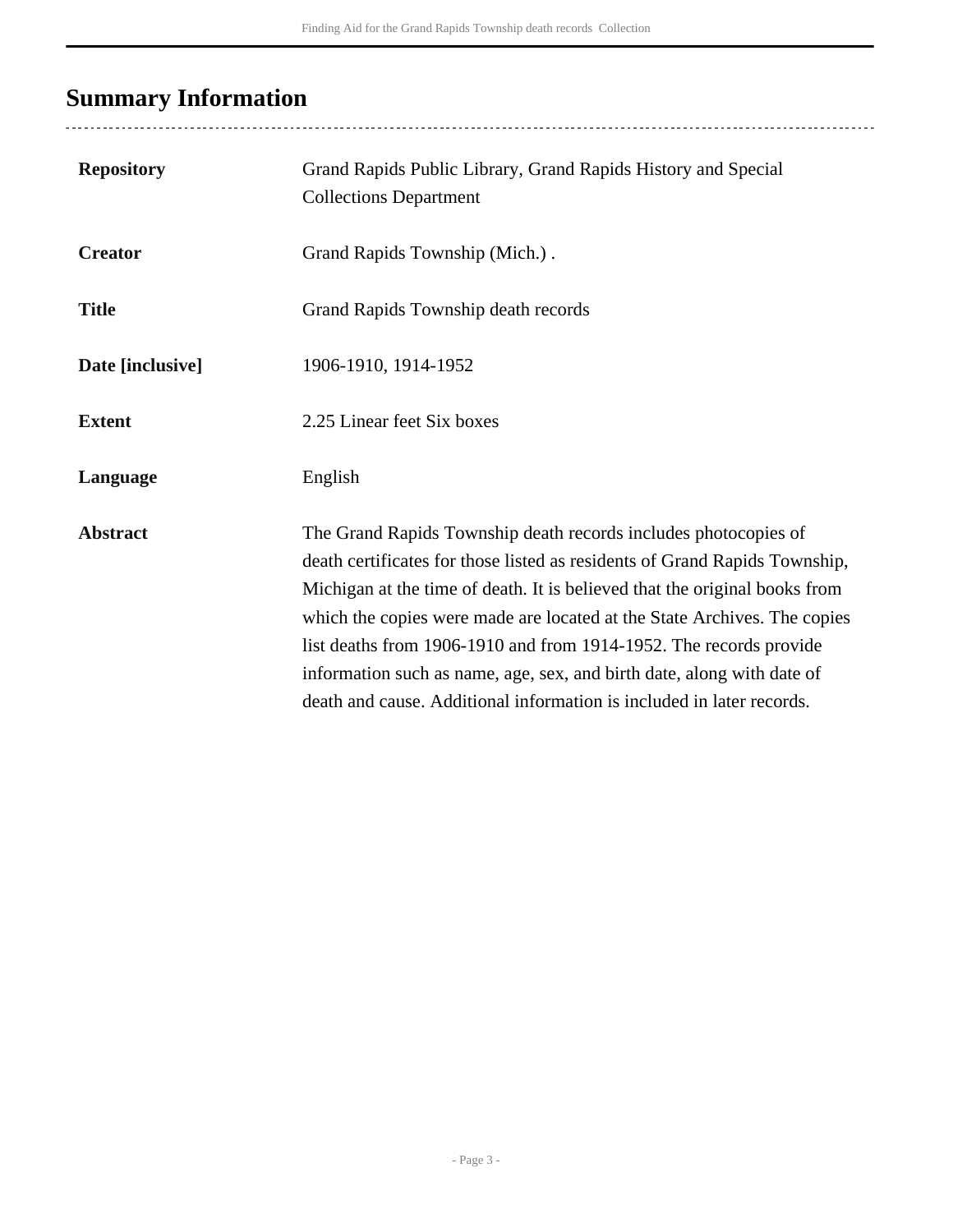## Summary Information

| | |
|---|---|
| **Repository** | Grand Rapids Public Library, Grand Rapids History and Special Collections Department |
| **Creator** | Grand Rapids Township (Mich.) . |
| **Title** | Grand Rapids Township death records |
| **Date [inclusive]** | 1906-1910, 1914-1952 |
| **Extent** | 2.25 Linear feet Six boxes |
| **Language** | English |
| **Abstract** | The Grand Rapids Township death records includes photocopies of death certificates for those listed as residents of Grand Rapids Township, Michigan at the time of death. It is believed that the original books from which the copies were made are located at the State Archives. The copies list deaths from 1906-1910 and from 1914-1952. The records provide information such as name, age, sex, and birth date, along with date of death and cause. Additional information is included in later records. |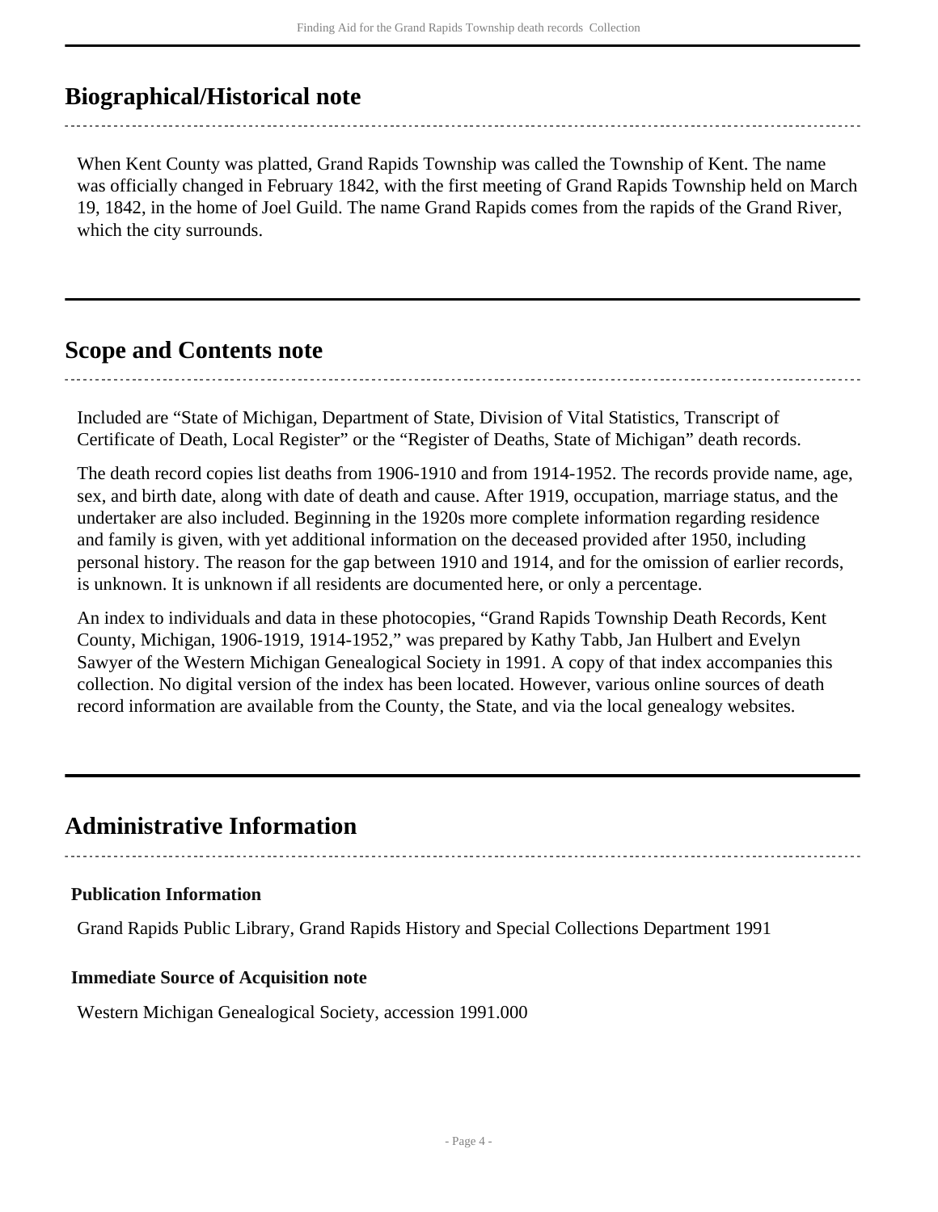## Biographical/Historical note

When Kent County was platted, Grand Rapids Township was called the Township of Kent. The name was officially changed in February 1842, with the first meeting of Grand Rapids Township held on March 19, 1842, in the home of Joel Guild. The name Grand Rapids comes from the rapids of the Grand River, which the city surrounds.

## Scope and Contents note

Included are "State of Michigan, Department of State, Division of Vital Statistics, Transcript of Certificate of Death, Local Register" or the "Register of Deaths, State of Michigan" death records.

The death record copies list deaths from 1906-1910 and from 1914-1952. The records provide name, age, sex, and birth date, along with date of death and cause. After 1919, occupation, marriage status, and the undertaker are also included. Beginning in the 1920s more complete information regarding residence and family is given, with yet additional information on the deceased provided after 1950, including personal history. The reason for the gap between 1910 and 1914, and for the omission of earlier records, is unknown. It is unknown if all residents are documented here, or only a percentage.

An index to individuals and data in these photocopies, "Grand Rapids Township Death Records, Kent County, Michigan, 1906-1919, 1914-1952," was prepared by Kathy Tabb, Jan Hulbert and Evelyn Sawyer of the Western Michigan Genealogical Society in 1991. A copy of that index accompanies this collection. No digital version of the index has been located. However, various online sources of death record information are available from the County, the State, and via the local genealogy websites.

## Administrative Information

### Publication Information

Grand Rapids Public Library, Grand Rapids History and Special Collections Department 1991

### Immediate Source of Acquisition note

Western Michigan Genealogical Society, accession 1991.000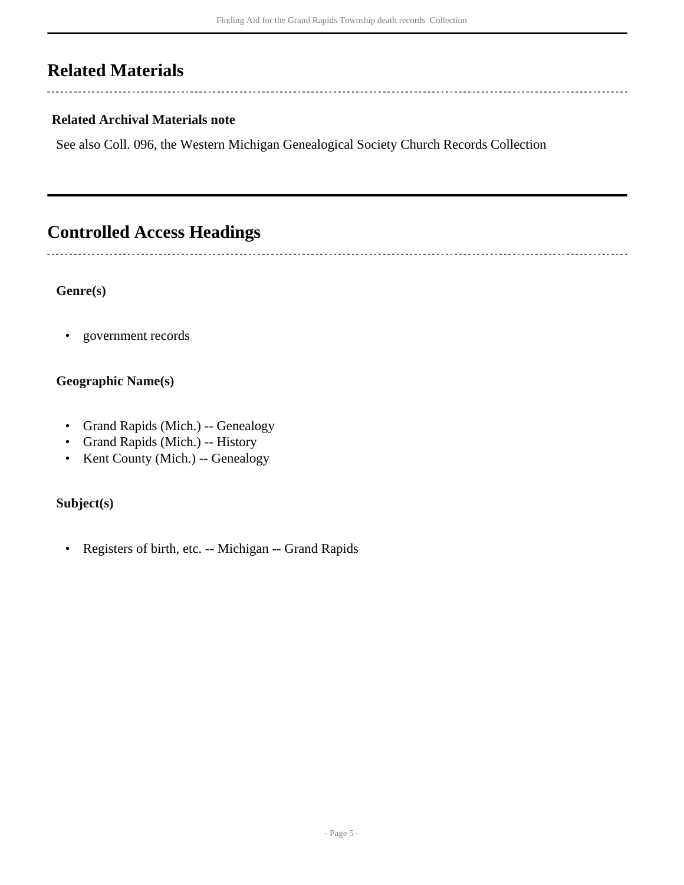## Related Materials

### Related Archival Materials note

See also Coll. 096, the Western Michigan Genealogical Society Church Records Collection

## Controlled Access Headings

### Genre(s)

- government records

### Geographic Name(s)

- Grand Rapids (Mich.) -- Genealogy
- Grand Rapids (Mich.) -- History
- Kent County (Mich.) -- Genealogy

### Subject(s)

- Registers of birth, etc. -- Michigan -- Grand Rapids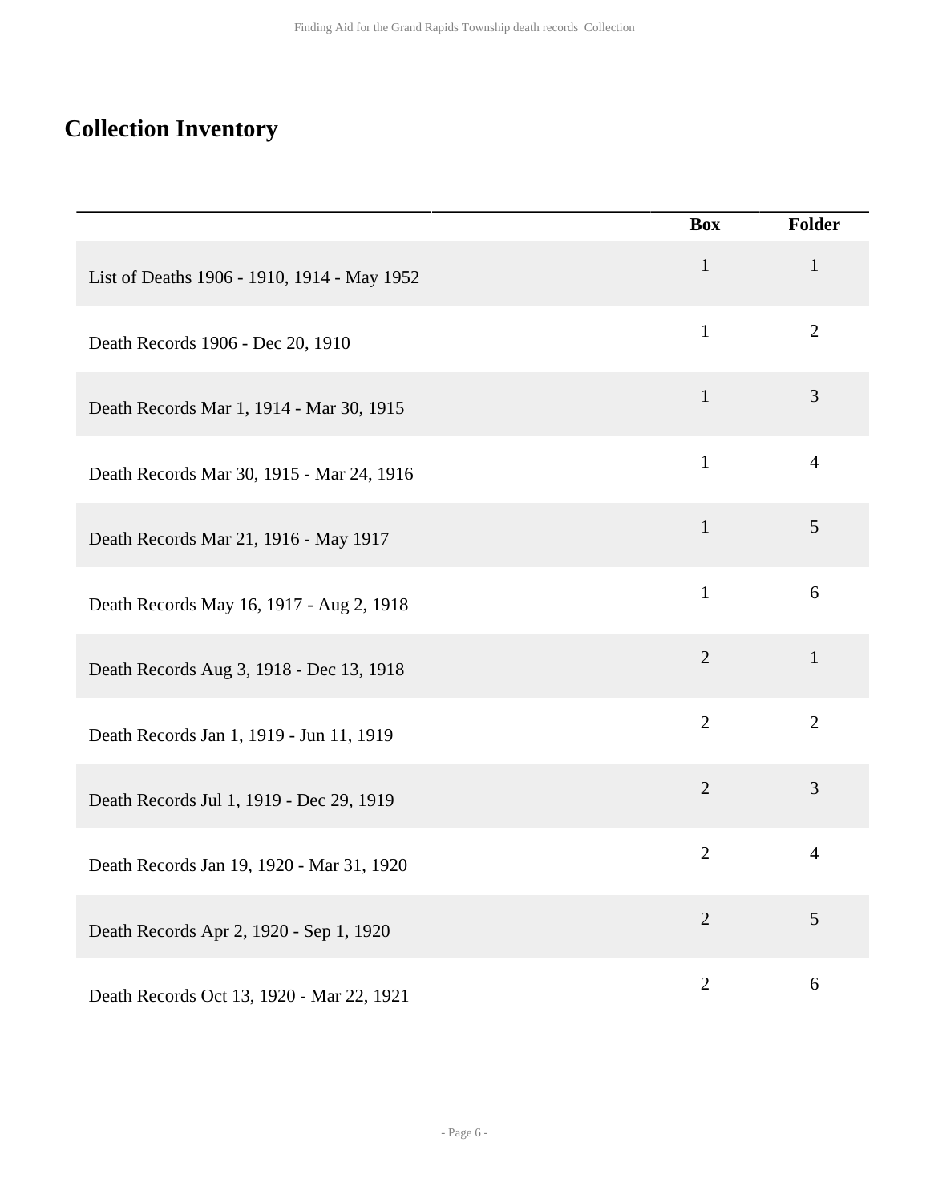## Collection Inventory

| | Box | Folder |
|---|---|---|
| List of Deaths 1906 - 1910, 1914 - May 1952 | 1 | 1 |
| Death Records 1906 - Dec 20, 1910 | 1 | 2 |
| Death Records Mar 1, 1914 - Mar 30, 1915 | 1 | 3 |
| Death Records Mar 30, 1915 - Mar 24, 1916 | 1 | 4 |
| Death Records Mar 21, 1916 - May 1917 | 1 | 5 |
| Death Records May 16, 1917 - Aug 2, 1918 | 1 | 6 |
| Death Records Aug 3, 1918 - Dec 13, 1918 | 2 | 1 |
| Death Records Jan 1, 1919 - Jun 11, 1919 | 2 | 2 |
| Death Records Jul 1, 1919 - Dec 29, 1919 | 2 | 3 |
| Death Records Jan 19, 1920 - Mar 31, 1920 | 2 | 4 |
| Death Records Apr 2, 1920 - Sep 1, 1920 | 2 | 5 |
| Death Records Oct 13, 1920 - Mar 22, 1921 | 2 | 6 |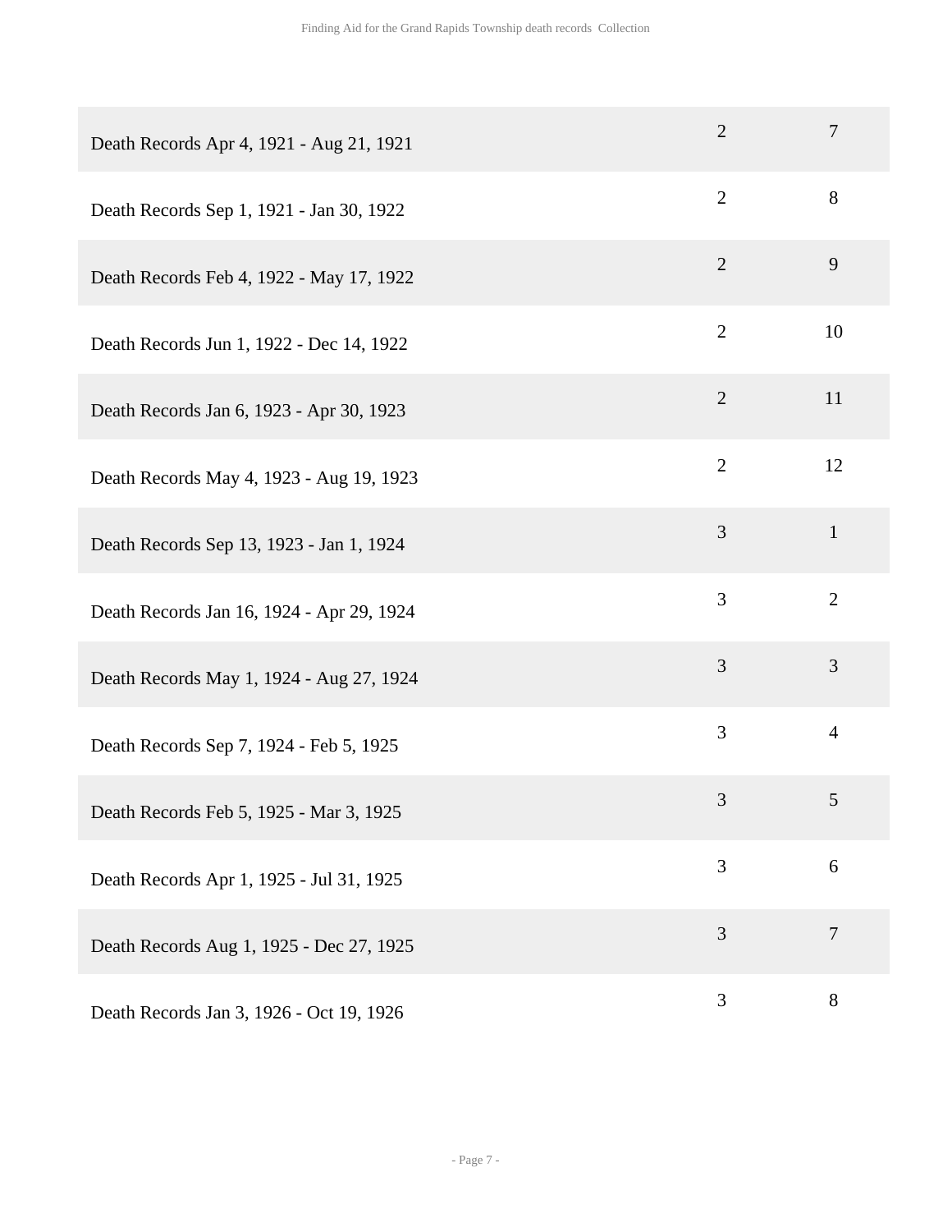| | | |
|---|---|---|
| Death Records Apr 4, 1921 - Aug 21, 1921 | 2 | 7 |
| Death Records Sep 1, 1921 - Jan 30, 1922 | 2 | 8 |
| Death Records Feb 4, 1922 - May 17, 1922 | 2 | 9 |
| Death Records Jun 1, 1922 - Dec 14, 1922 | 2 | 10 |
| Death Records Jan 6, 1923 - Apr 30, 1923 | 2 | 11 |
| Death Records May 4, 1923 - Aug 19, 1923 | 2 | 12 |
| Death Records Sep 13, 1923 - Jan 1, 1924 | 3 | 1 |
| Death Records Jan 16, 1924 - Apr 29, 1924 | 3 | 2 |
| Death Records May 1, 1924 - Aug 27, 1924 | 3 | 3 |
| Death Records Sep 7, 1924 - Feb 5, 1925 | 3 | 4 |
| Death Records Feb 5, 1925 - Mar 3, 1925 | 3 | 5 |
| Death Records Apr 1, 1925 - Jul 31, 1925 | 3 | 6 |
| Death Records Aug 1, 1925 - Dec 27, 1925 | 3 | 7 |
| Death Records Jan 3, 1926 - Oct 19, 1926 | 3 | 8 |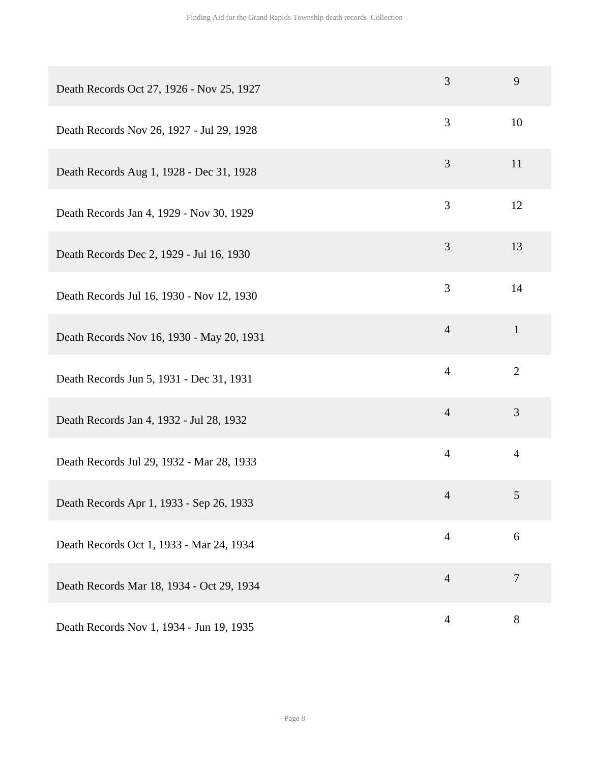| | | |
|---|---|---|
| Death Records Oct 27, 1926 - Nov 25, 1927 | 3 | 9 |
| Death Records Nov 26, 1927 - Jul 29, 1928 | 3 | 10 |
| Death Records Aug 1, 1928 - Dec 31, 1928 | 3 | 11 |
| Death Records Jan 4, 1929 - Nov 30, 1929 | 3 | 12 |
| Death Records Dec 2, 1929 - Jul 16, 1930 | 3 | 13 |
| Death Records Jul 16, 1930 - Nov 12, 1930 | 3 | 14 |
| Death Records Nov 16, 1930 - May 20, 1931 | 4 | 1 |
| Death Records Jun 5, 1931 - Dec 31, 1931 | 4 | 2 |
| Death Records Jan 4, 1932 - Jul 28, 1932 | 4 | 3 |
| Death Records Jul 29, 1932 - Mar 28, 1933 | 4 | 4 |
| Death Records Apr 1, 1933 - Sep 26, 1933 | 4 | 5 |
| Death Records Oct 1, 1933 - Mar 24, 1934 | 4 | 6 |
| Death Records Mar 18, 1934 - Oct 29, 1934 | 4 | 7 |
| Death Records Nov 1, 1934 - Jun 19, 1935 | 4 | 8 |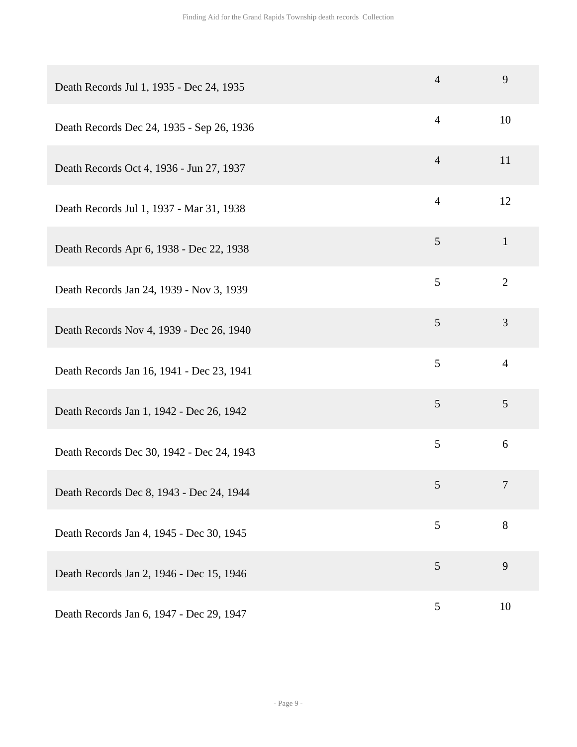| | | |
|---|---|---|
| Death Records Jul 1, 1935 - Dec 24, 1935 | 4 | 9 |
| Death Records Dec 24, 1935 - Sep 26, 1936 | 4 | 10 |
| Death Records Oct 4, 1936 - Jun 27, 1937 | 4 | 11 |
| Death Records Jul 1, 1937 - Mar 31, 1938 | 4 | 12 |
| Death Records Apr 6, 1938 - Dec 22, 1938 | 5 | 1 |
| Death Records Jan 24, 1939 - Nov 3, 1939 | 5 | 2 |
| Death Records Nov 4, 1939 - Dec 26, 1940 | 5 | 3 |
| Death Records Jan 16, 1941 - Dec 23, 1941 | 5 | 4 |
| Death Records Jan 1, 1942 - Dec 26, 1942 | 5 | 5 |
| Death Records Dec 30, 1942 - Dec 24, 1943 | 5 | 6 |
| Death Records Dec 8, 1943 - Dec 24, 1944 | 5 | 7 |
| Death Records Jan 4, 1945 - Dec 30, 1945 | 5 | 8 |
| Death Records Jan 2, 1946 - Dec 15, 1946 | 5 | 9 |
| Death Records Jan 6, 1947 - Dec 29, 1947 | 5 | 10 |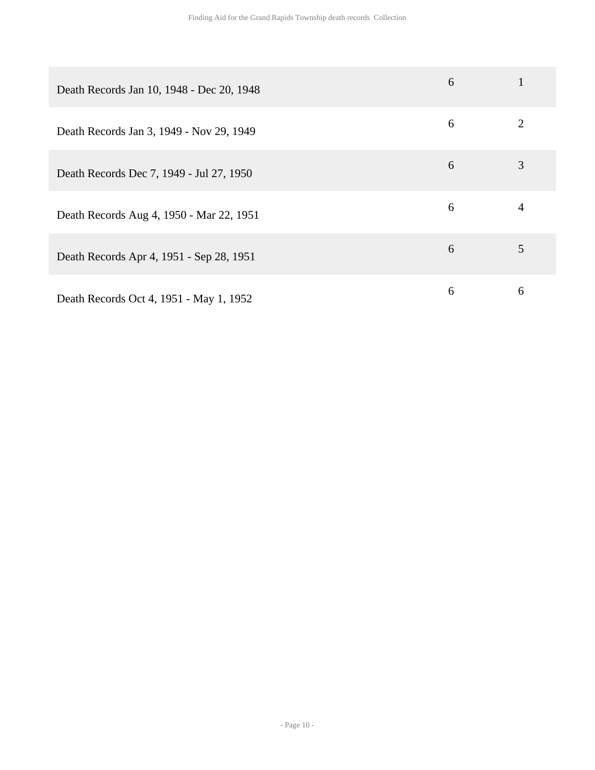| | | |
|---|---|---|
| Death Records Jan 10, 1948 - Dec 20, 1948 | 6 | 1 |
| Death Records Jan 3, 1949 - Nov 29, 1949 | 6 | 2 |
| Death Records Dec 7, 1949 - Jul 27, 1950 | 6 | 3 |
| Death Records Aug 4, 1950 - Mar 22, 1951 | 6 | 4 |
| Death Records Apr 4, 1951 - Sep 28, 1951 | 6 | 5 |
| Death Records Oct 4, 1951 - May 1, 1952 | 6 | 6 |